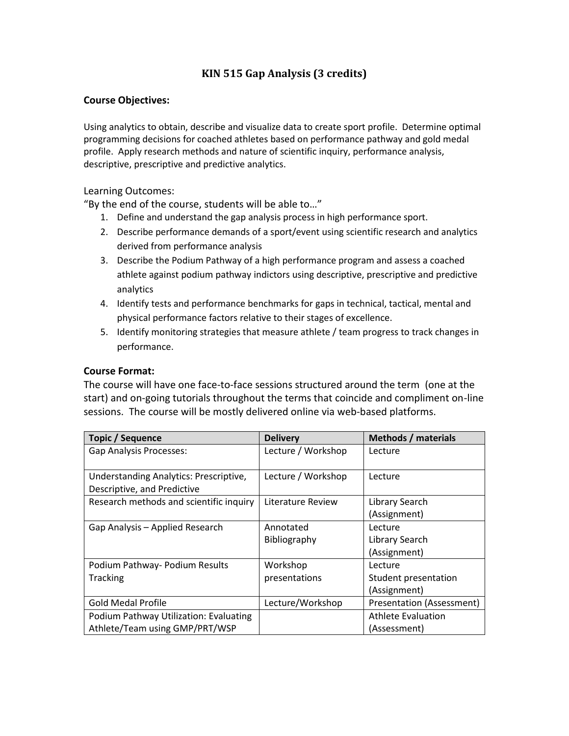# KIN 515 Gap Analysis (3 credits)

**Course Objectives:**

Using analytics to obtain, describe and visualize data to create sport profile. Determine optimal programming decisions for coached athletes based on performance pathway and gold medal profile. Apply research methods and nature of scientific inquiry, performance analysis, descriptive, prescriptive and predictive analytics.

Learning Outcomes:

"By the end of the course, students will be able to…"

1. Define and understand the gap analysis process in high performance sport.
2. Describe performance demands of a sport/event using scientific research and analytics derived from performance analysis
3. Describe the Podium Pathway of a high performance program and assess a coached athlete against podium pathway indictors using descriptive, prescriptive and predictive analytics
4. Identify tests and performance benchmarks for gaps in technical, tactical, mental and physical performance factors relative to their stages of excellence.
5. Identify monitoring strategies that measure athlete / team progress to track changes in performance.

**Course Format:**

The course will have one face-to-face sessions structured around the term (one at the start) and on-going tutorials throughout the terms that coincide and compliment on-line sessions. The course will be mostly delivered online via web-based platforms.

| Topic / Sequence | Delivery | Methods / materials |
| --- | --- | --- |
| Gap Analysis Processes: | Lecture / Workshop | Lecture |
| Understanding Analytics: Prescriptive, Descriptive, and Predictive | Lecture / Workshop | Lecture |
| Research methods and scientific inquiry | Literature Review | Library Search (Assignment) |
| Gap Analysis – Applied Research | Annotated Bibliography | Lecture<br>Library Search (Assignment) |
| Podium Pathway- Podium Results Tracking | Workshop presentations | Lecture<br>Student presentation (Assignment) |
| Gold Medal Profile | Lecture/Workshop | Presentation (Assessment) |
| Podium Pathway Utilization: Evaluating Athlete/Team using GMP/PRT/WSP | | Athlete Evaluation (Assessment) |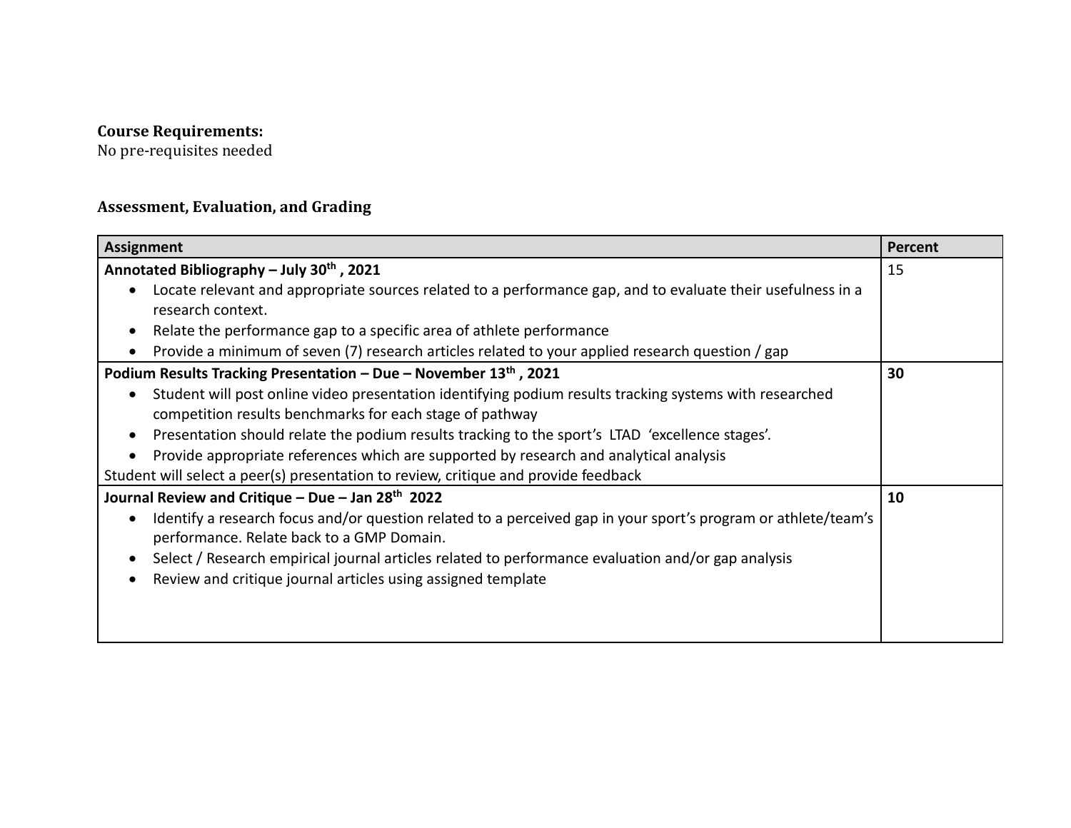**Course Requirements:**
No pre-requisites needed

**Assessment, Evaluation, and Grading**

| Assignment | Percent |
|---|---|
| **Annotated Bibliography – July 30th , 2021**<br>• Locate relevant and appropriate sources related to a performance gap, and to evaluate their usefulness in a research context.<br>• Relate the performance gap to a specific area of athlete performance<br>• Provide a minimum of seven (7) research articles related to your applied research question / gap | 15 |
| **Podium Results Tracking Presentation – Due – November 13th , 2021**<br>• Student will post online video presentation identifying podium results tracking systems with researched competition results benchmarks for each stage of pathway<br>• Presentation should relate the podium results tracking to the sport's LTAD 'excellence stages'.<br>• Provide appropriate references which are supported by research and analytical analysis<br>Student will select a peer(s) presentation to review, critique and provide feedback | **30** |
| **Journal Review and Critique – Due – Jan 28th 2022**<br>• Identify a research focus and/or question related to a perceived gap in your sport's program or athlete/team's performance. Relate back to a GMP Domain.<br>• Select / Research empirical journal articles related to performance evaluation and/or gap analysis<br>• Review and critique journal articles using assigned template | **10** |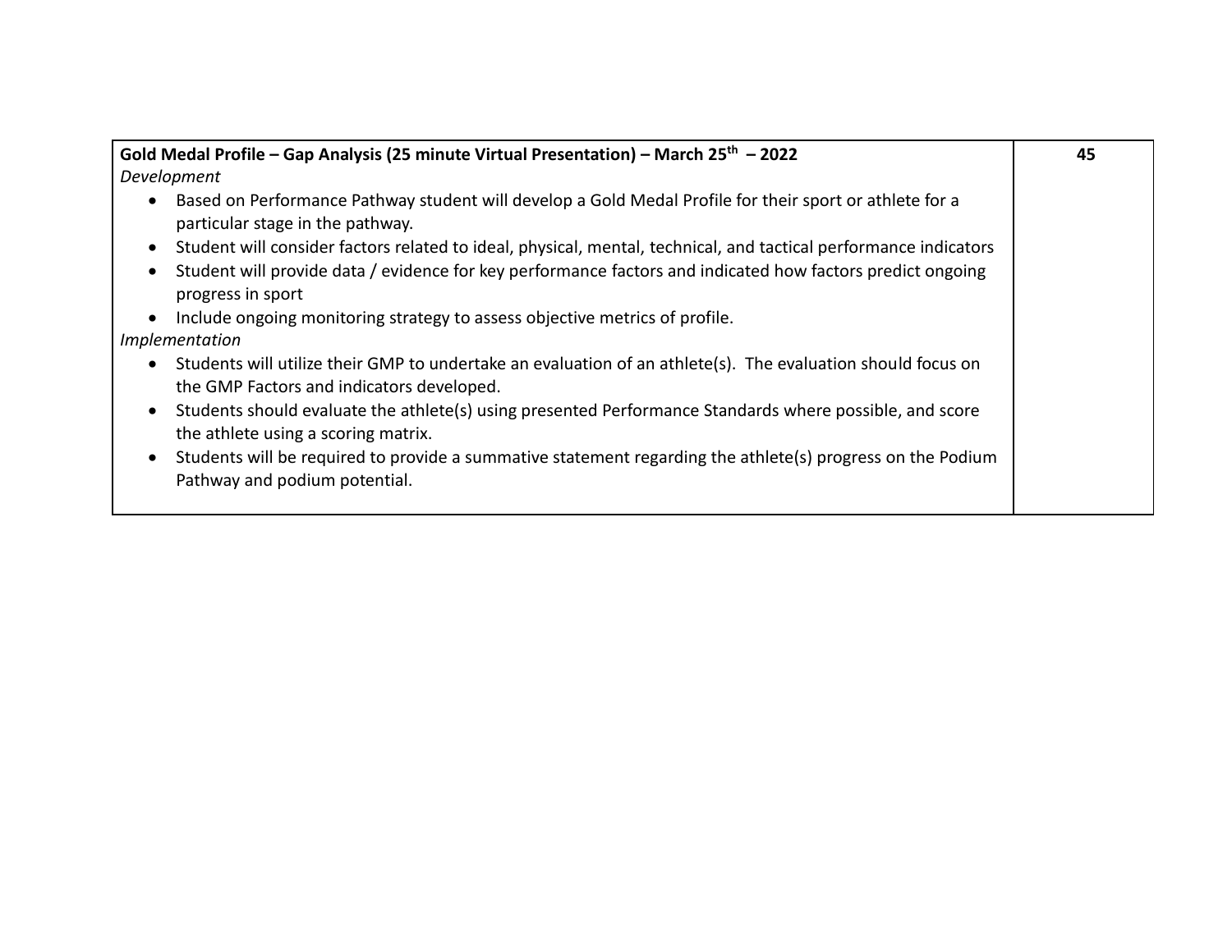| **Gold Medal Profile – Gap Analysis (25 minute Virtual Presentation) – March 25th – 2022**<br>*Development*<br>• Based on Performance Pathway student will develop a Gold Medal Profile for their sport or athlete for a particular stage in the pathway.<br>• Student will consider factors related to ideal, physical, mental, technical, and tactical performance indicators<br>• Student will provide data / evidence for key performance factors and indicated how factors predict ongoing progress in sport<br>• Include ongoing monitoring strategy to assess objective metrics of profile.<br>*Implementation*<br>• Students will utilize their GMP to undertake an evaluation of an athlete(s). The evaluation should focus on the GMP Factors and indicators developed.<br>• Students should evaluate the athlete(s) using presented Performance Standards where possible, and score the athlete using a scoring matrix.<br>• Students will be required to provide a summative statement regarding the athlete(s) progress on the Podium Pathway and podium potential. | **45** |
|---|---|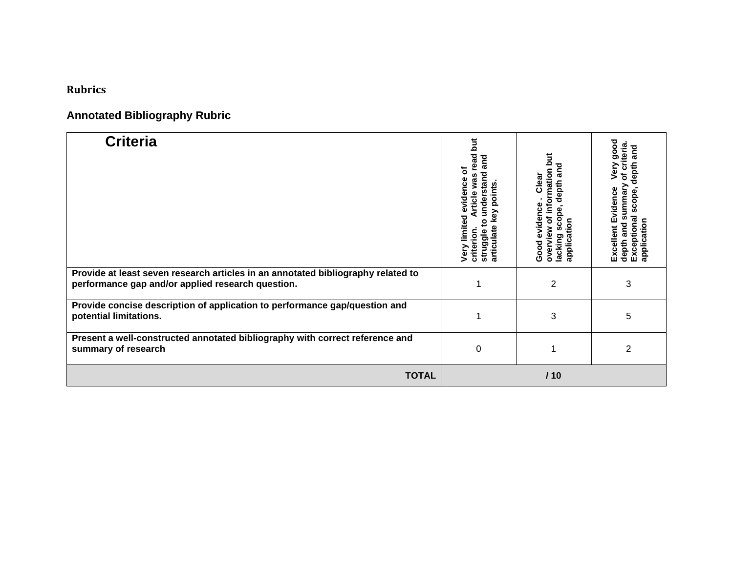**Rubrics**

### Annotated Bibliography Rubric

| Criteria | Very limited evidence of criterion. Article was read but struggle to understand and articulate key points. | Good evidence. Clear overview of information but lacking scope, depth and application | Excellent Evidence Very good depth and summary of criteria. Exceptional scope, depth and application |
|---|---|---|---|
| **Provide at least seven research articles in an annotated bibliography related to performance gap and/or applied research question.** | 1 | 2 | 3 |
| **Provide concise description of application to performance gap/question and potential limitations.** | 1 | 3 | 5 |
| **Present a well-constructed annotated bibliography with correct reference and summary of research** | 0 | 1 | 2 |
| **TOTAL** | **/ 10** | | |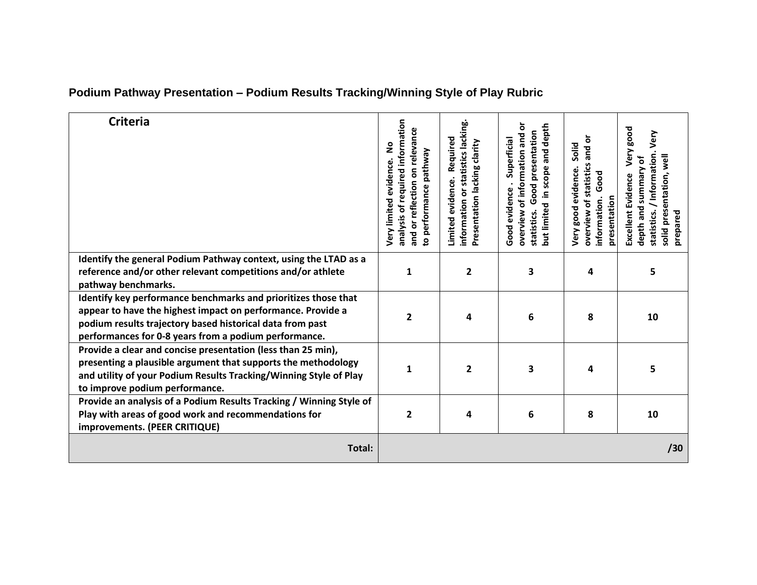## Podium Pathway Presentation – Podium Results Tracking/Winning Style of Play Rubric

| Criteria | Very limited evidence. No analysis of required information and or reflection on relevance to performance pathway | Limited evidence. Required information or statistics lacking. Presentation lacking clarity | Good evidence . Superficial overview of information and or statistics. Good presentation but limited in scope and depth | Very good evidence. Solid overview of statistics and or information. Good presentation | Excellent Evidence Very good depth and summary of statistics. / Information. Very solid presentation, well prepared |
|---|---|---|---|---|---|
| **Identify the general Podium Pathway context, using the LTAD as a reference and/or other relevant competitions and/or athlete pathway benchmarks.** | 1 | 2 | 3 | 4 | 5 |
| **Identify key performance benchmarks and prioritizes those that appear to have the highest impact on performance. Provide a podium results trajectory based historical data from past performances for 0-8 years from a podium performance.** | 2 | 4 | 6 | 8 | 10 |
| **Provide a clear and concise presentation (less than 25 min), presenting a plausible argument that supports the methodology and utility of your Podium Results Tracking/Winning Style of Play to improve podium performance.** | 1 | 2 | 3 | 4 | 5 |
| **Provide an analysis of a Podium Results Tracking / Winning Style of Play with areas of good work and recommendations for improvements. (PEER CRITIQUE)** | 2 | 4 | 6 | 8 | 10 |
| **Total:** | | | | | **/30** |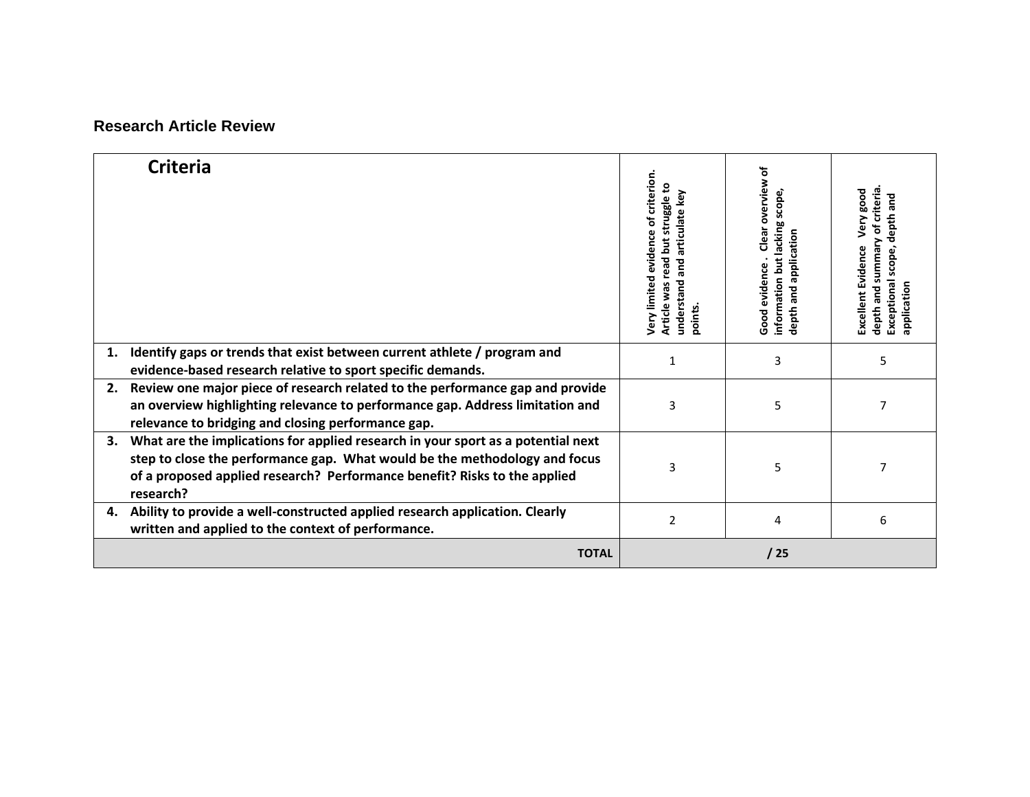### Research Article Review

| Criteria | Very limited evidence of criterion. Article was read but struggle to understand and articulate key points. | Good evidence . Clear overview of information but lacking scope, depth and application | Excellent Evidence Very good depth and summary of criteria. Exceptional scope, depth and application |
|---|---|---|---|
| **1. Identify gaps or trends that exist between current athlete / program and evidence-based research relative to sport specific demands.** | 1 | 3 | 5 |
| **2. Review one major piece of research related to the performance gap and provide an overview highlighting relevance to performance gap. Address limitation and relevance to bridging and closing performance gap.** | 3 | 5 | 7 |
| **3. What are the implications for applied research in your sport as a potential next step to close the performance gap. What would be the methodology and focus of a proposed applied research? Performance benefit? Risks to the applied research?** | 3 | 5 | 7 |
| **4. Ability to provide a well-constructed applied research application. Clearly written and applied to the context of performance.** | 2 | 4 | 6 |
| **TOTAL** | | **/ 25** | |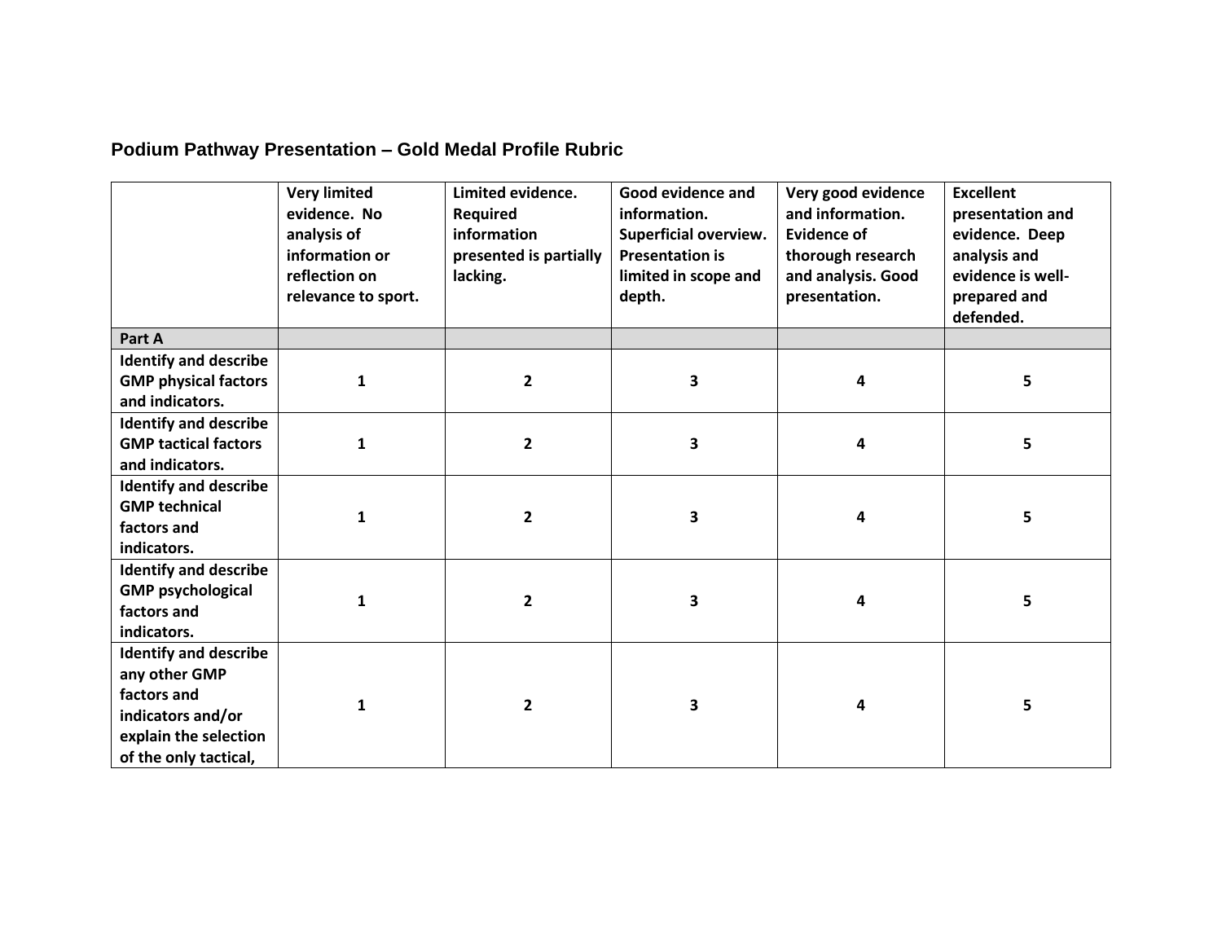## Podium Pathway Presentation – Gold Medal Profile Rubric

| | **Very limited evidence. No analysis of information or reflection on relevance to sport.** | **Limited evidence. Required information presented is partially lacking.** | **Good evidence and information. Superficial overview. Presentation is limited in scope and depth.** | **Very good evidence and information. Evidence of thorough research and analysis. Good presentation.** | **Excellent presentation and evidence. Deep analysis and evidence is well-prepared and defended.** |
|---|---|---|---|---|---|
| **Part A** | | | | | |
| **Identify and describe GMP physical factors and indicators.** | **1** | **2** | **3** | **4** | **5** |
| **Identify and describe GMP tactical factors and indicators.** | **1** | **2** | **3** | **4** | **5** |
| **Identify and describe GMP technical factors and indicators.** | **1** | **2** | **3** | **4** | **5** |
| **Identify and describe GMP psychological factors and indicators.** | **1** | **2** | **3** | **4** | **5** |
| **Identify and describe any other GMP factors and indicators and/or explain the selection of the only tactical,** | **1** | **2** | **3** | **4** | **5** |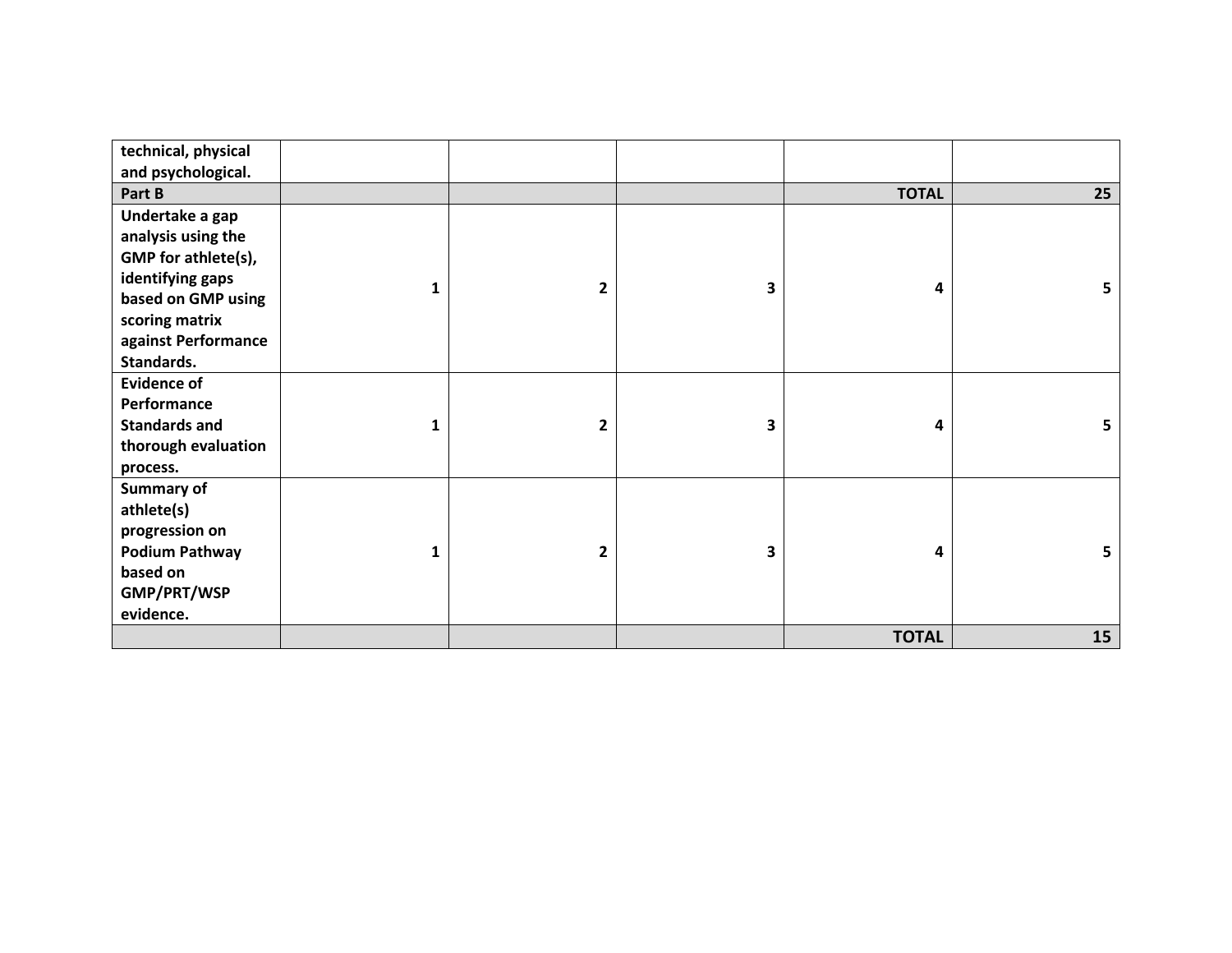| | | | | | |
|---|---|---|---|---|---|
| **technical, physical and psychological.** | | | | | |
| **Part B** | | | | **TOTAL** | **25** |
| **Undertake a gap analysis using the GMP for athlete(s), identifying gaps based on GMP using scoring matrix against Performance Standards.** | **1** | **2** | **3** | **4** | **5** |
| **Evidence of Performance Standards and thorough evaluation process.** | **1** | **2** | **3** | **4** | **5** |
| **Summary of athlete(s) progression on Podium Pathway based on GMP/PRT/WSP evidence.** | **1** | **2** | **3** | **4** | **5** |
| | | | | **TOTAL** | **15** |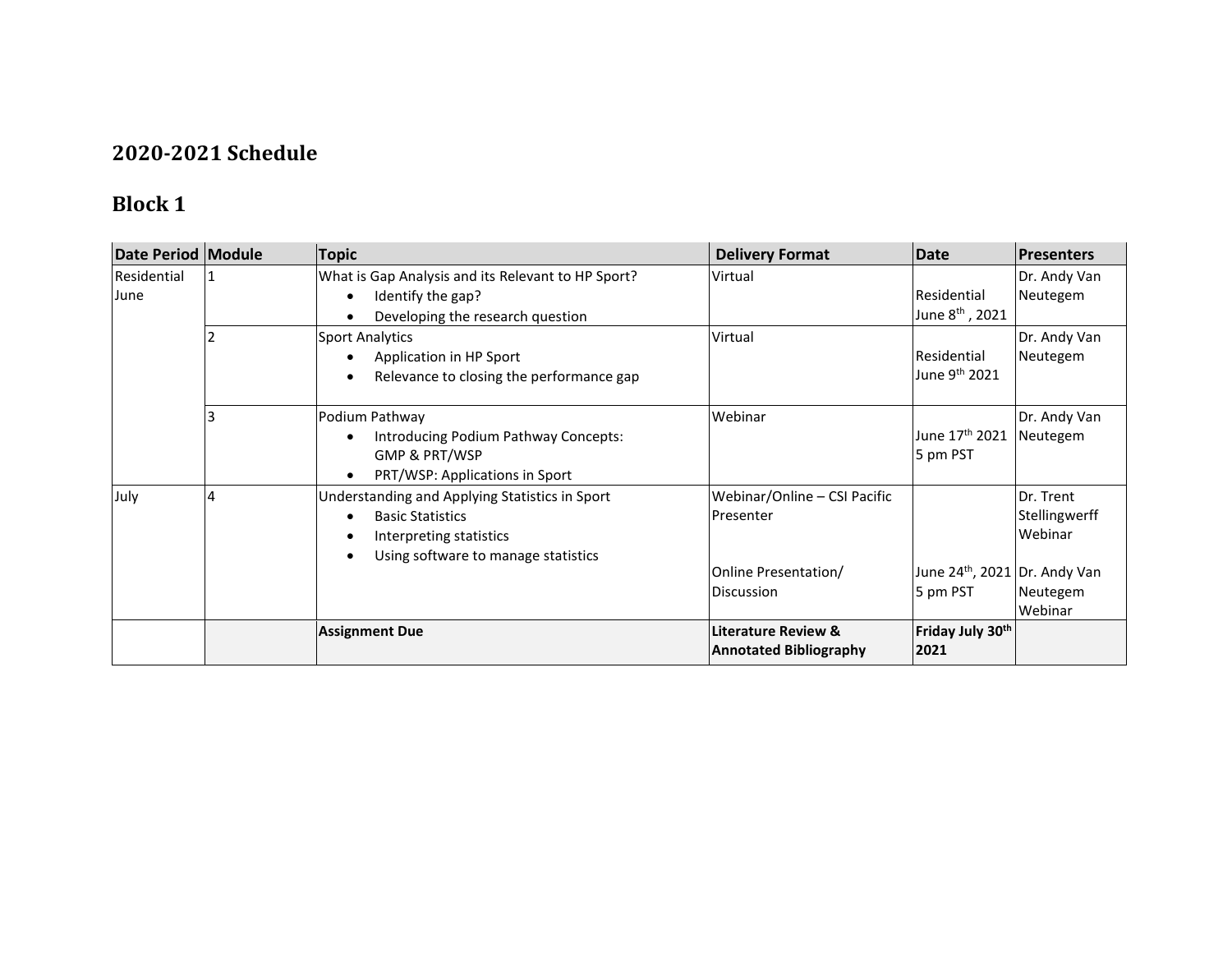## 2020-2021 Schedule

## Block 1

| Date Period | Module | Topic | Delivery Format | Date | Presenters |
|---|---|---|---|---|---|
| Residential June | 1 | What is Gap Analysis and its Relevant to HP Sport?<br>• Identify the gap?<br>• Developing the research question | Virtual | Residential June 8th , 2021 | Dr. Andy Van Neutegem |
| | 2 | Sport Analytics<br>• Application in HP Sport<br>• Relevance to closing the performance gap | Virtual | Residential June 9th 2021 | Dr. Andy Van Neutegem |
| | 3 | Podium Pathway<br>• Introducing Podium Pathway Concepts: GMP & PRT/WSP<br>• PRT/WSP: Applications in Sport | Webinar | June 17th 2021 5 pm PST | Dr. Andy Van Neutegem |
| July | 4 | Understanding and Applying Statistics in Sport<br>• Basic Statistics<br>• Interpreting statistics<br>• Using software to manage statistics | Webinar/Online – CSI Pacific Presenter<br><br>Online Presentation/ Discussion | <br><br>June 24th, 2021 5 pm PST | Dr. Trent Stellingwerff Webinar<br><br>Dr. Andy Van Neutegem Webinar |
| | | **Assignment Due** | **Literature Review & Annotated Bibliography** | **Friday July 30th 2021** | |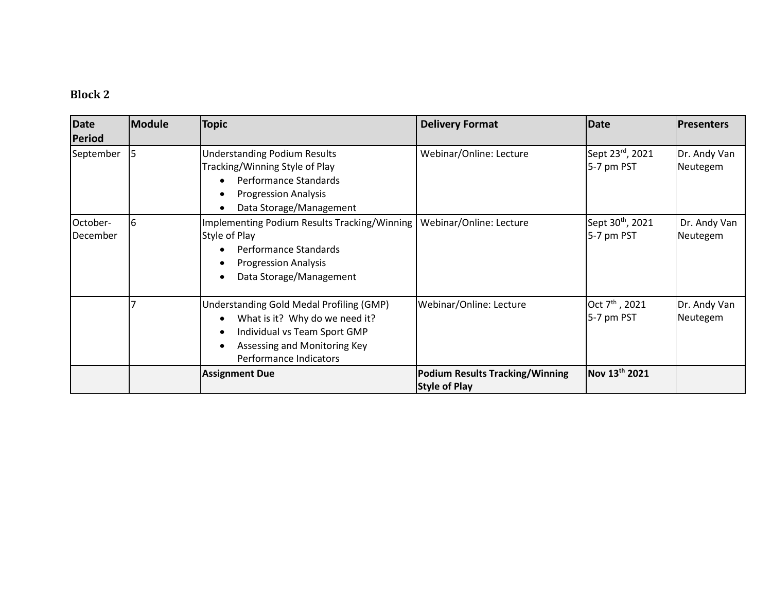## Block 2

| Date Period | Module | Topic | Delivery Format | Date | Presenters |
|---|---|---|---|---|---|
| September | 5 | Understanding Podium Results Tracking/Winning Style of Play<br>• Performance Standards<br>• Progression Analysis<br>• Data Storage/Management | Webinar/Online: Lecture | Sept 23rd, 2021<br>5-7 pm PST | Dr. Andy Van Neutegem |
| October-December | 6 | Implementing Podium Results Tracking/Winning Style of Play<br>• Performance Standards<br>• Progression Analysis<br>• Data Storage/Management | Webinar/Online: Lecture | Sept 30th, 2021<br>5-7 pm PST | Dr. Andy Van Neutegem |
| | 7 | Understanding Gold Medal Profiling (GMP)<br>• What is it? Why do we need it?<br>• Individual vs Team Sport GMP<br>• Assessing and Monitoring Key Performance Indicators | Webinar/Online: Lecture | Oct 7th , 2021<br>5-7 pm PST | Dr. Andy Van Neutegem |
| | | **Assignment Due** | **Podium Results Tracking/Winning Style of Play** | **Nov 13th 2021** | |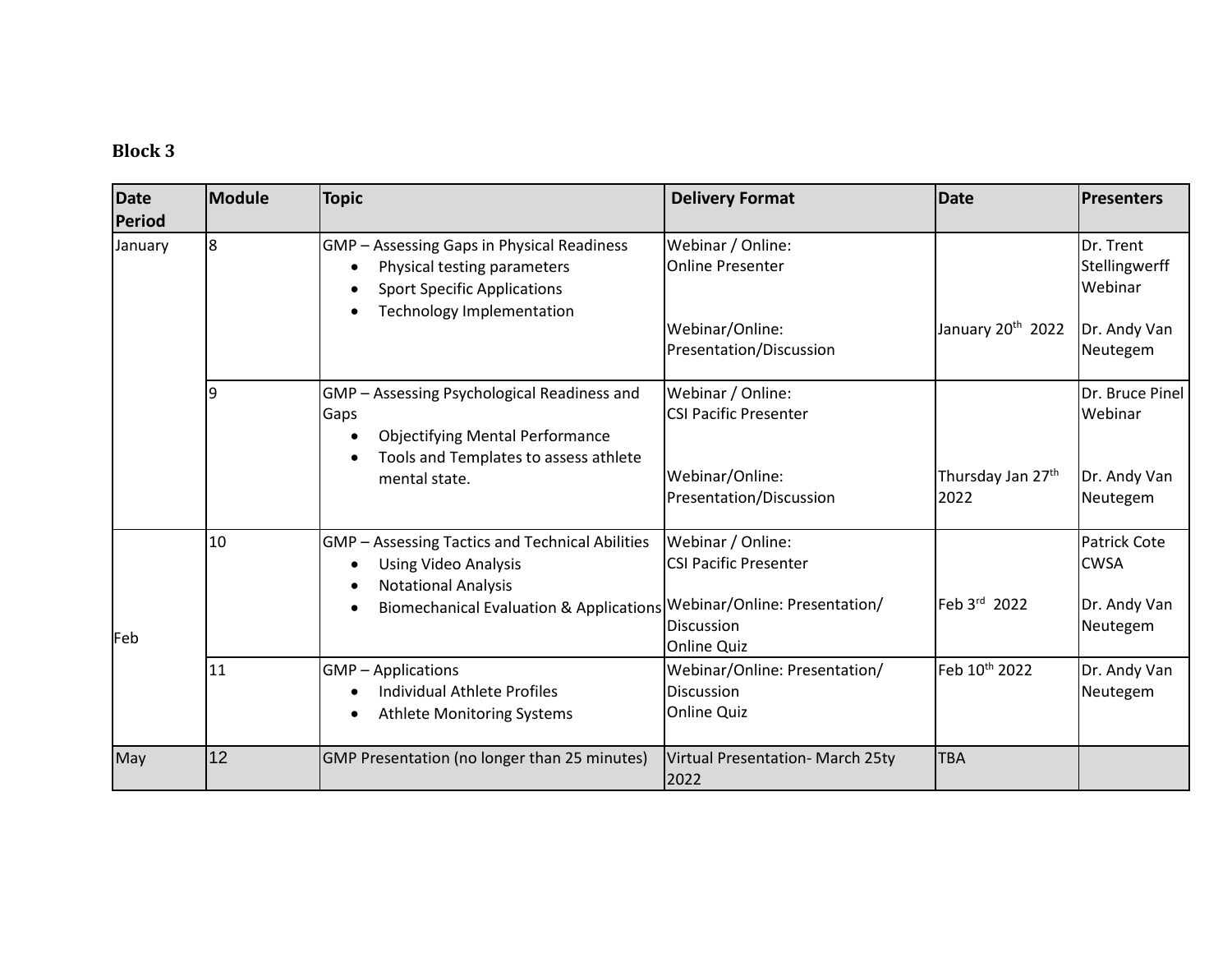## Block 3

| Date Period | Module | Topic | Delivery Format | Date | Presenters |
|---|---|---|---|---|---|
| January | 8 | GMP – Assessing Gaps in Physical Readiness<br>• Physical testing parameters<br>• Sport Specific Applications<br>• Technology Implementation | Webinar / Online: Online Presenter<br><br>Webinar/Online: Presentation/Discussion | January 20th 2022 | Dr. Trent Stellingwerff Webinar<br><br>Dr. Andy Van Neutegem |
| | 9 | GMP – Assessing Psychological Readiness and Gaps<br>• Objectifying Mental Performance<br>• Tools and Templates to assess athlete mental state. | Webinar / Online: CSI Pacific Presenter<br><br>Webinar/Online: Presentation/Discussion | Thursday Jan 27th 2022 | Dr. Bruce Pinel Webinar<br><br>Dr. Andy Van Neutegem |
| Feb | 10 | GMP – Assessing Tactics and Technical Abilities<br>• Using Video Analysis<br>• Notational Analysis<br>• Biomechanical Evaluation & Applications | Webinar / Online: CSI Pacific Presenter<br><br>Webinar/Online: Presentation/ Discussion<br>Online Quiz | Feb 3rd 2022 | Patrick Cote CWSA<br><br>Dr. Andy Van Neutegem |
| | 11 | GMP – Applications<br>• Individual Athlete Profiles<br>• Athlete Monitoring Systems | Webinar/Online: Presentation/ Discussion<br>Online Quiz | Feb 10th 2022 | Dr. Andy Van Neutegem |
| May | 12 | GMP Presentation (no longer than 25 minutes) | Virtual Presentation- March 25ty 2022 | TBA | |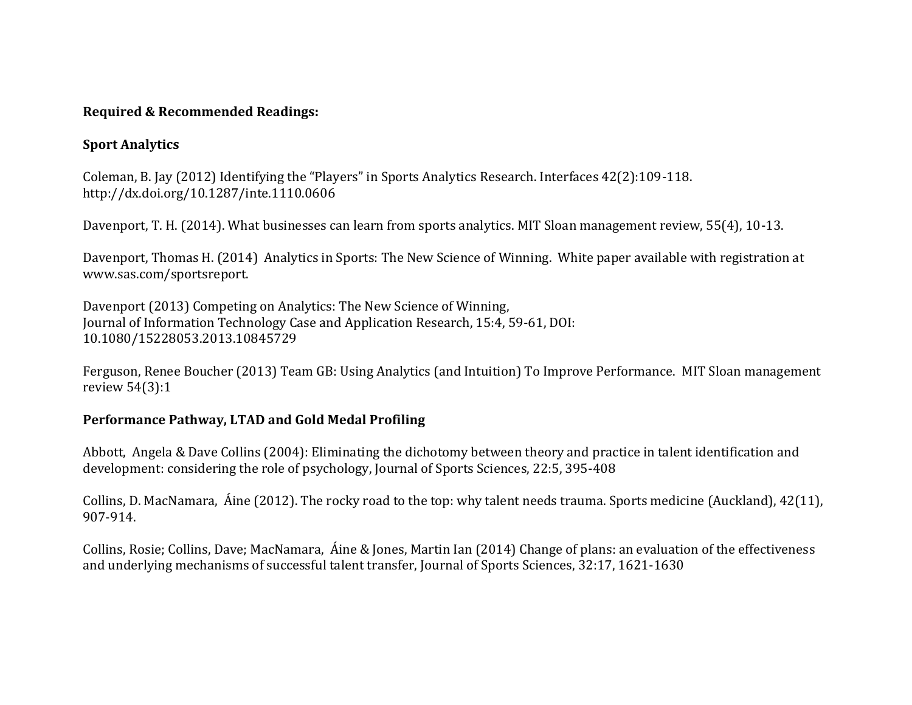**Required & Recommended Readings:**

**Sport Analytics**

Coleman, B. Jay (2012) Identifying the "Players" in Sports Analytics Research. Interfaces 42(2):109-118. http://dx.doi.org/10.1287/inte.1110.0606

Davenport, T. H. (2014). What businesses can learn from sports analytics. MIT Sloan management review, 55(4), 10-13.

Davenport, Thomas H. (2014) Analytics in Sports: The New Science of Winning. White paper available with registration at www.sas.com/sportsreport.

Davenport (2013) Competing on Analytics: The New Science of Winning,
Journal of Information Technology Case and Application Research, 15:4, 59-61, DOI:
10.1080/15228053.2013.10845729

Ferguson, Renee Boucher (2013) Team GB: Using Analytics (and Intuition) To Improve Performance. MIT Sloan management review 54(3):1

**Performance Pathway, LTAD and Gold Medal Profiling**

Abbott, Angela & Dave Collins (2004): Eliminating the dichotomy between theory and practice in talent identification and development: considering the role of psychology, Journal of Sports Sciences, 22:5, 395-408

Collins, D. MacNamara, Áine (2012). The rocky road to the top: why talent needs trauma. Sports medicine (Auckland), 42(11), 907-914.

Collins, Rosie; Collins, Dave; MacNamara, Áine & Jones, Martin Ian (2014) Change of plans: an evaluation of the effectiveness and underlying mechanisms of successful talent transfer, Journal of Sports Sciences, 32:17, 1621-1630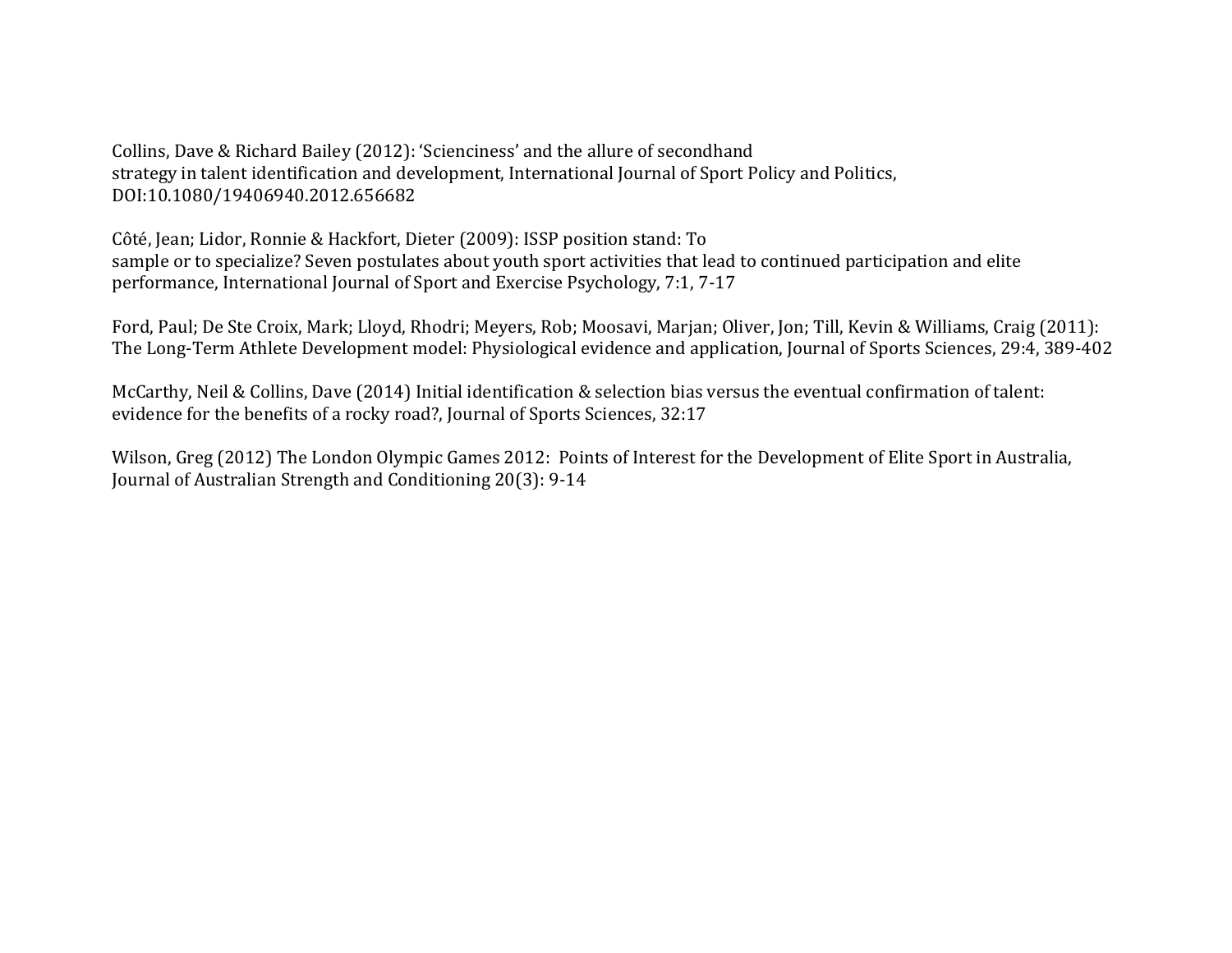Collins, Dave & Richard Bailey (2012): 'Scienciness' and the allure of secondhand strategy in talent identification and development, International Journal of Sport Policy and Politics, DOI:10.1080/19406940.2012.656682

Côté, Jean; Lidor, Ronnie & Hackfort, Dieter (2009): ISSP position stand: To sample or to specialize? Seven postulates about youth sport activities that lead to continued participation and elite performance, International Journal of Sport and Exercise Psychology, 7:1, 7-17

Ford, Paul; De Ste Croix, Mark; Lloyd, Rhodri; Meyers, Rob; Moosavi, Marjan; Oliver, Jon; Till, Kevin & Williams, Craig (2011): The Long-Term Athlete Development model: Physiological evidence and application, Journal of Sports Sciences, 29:4, 389-402

McCarthy, Neil & Collins, Dave (2014) Initial identification & selection bias versus the eventual confirmation of talent: evidence for the benefits of a rocky road?, Journal of Sports Sciences, 32:17

Wilson, Greg (2012) The London Olympic Games 2012: Points of Interest for the Development of Elite Sport in Australia, Journal of Australian Strength and Conditioning 20(3): 9-14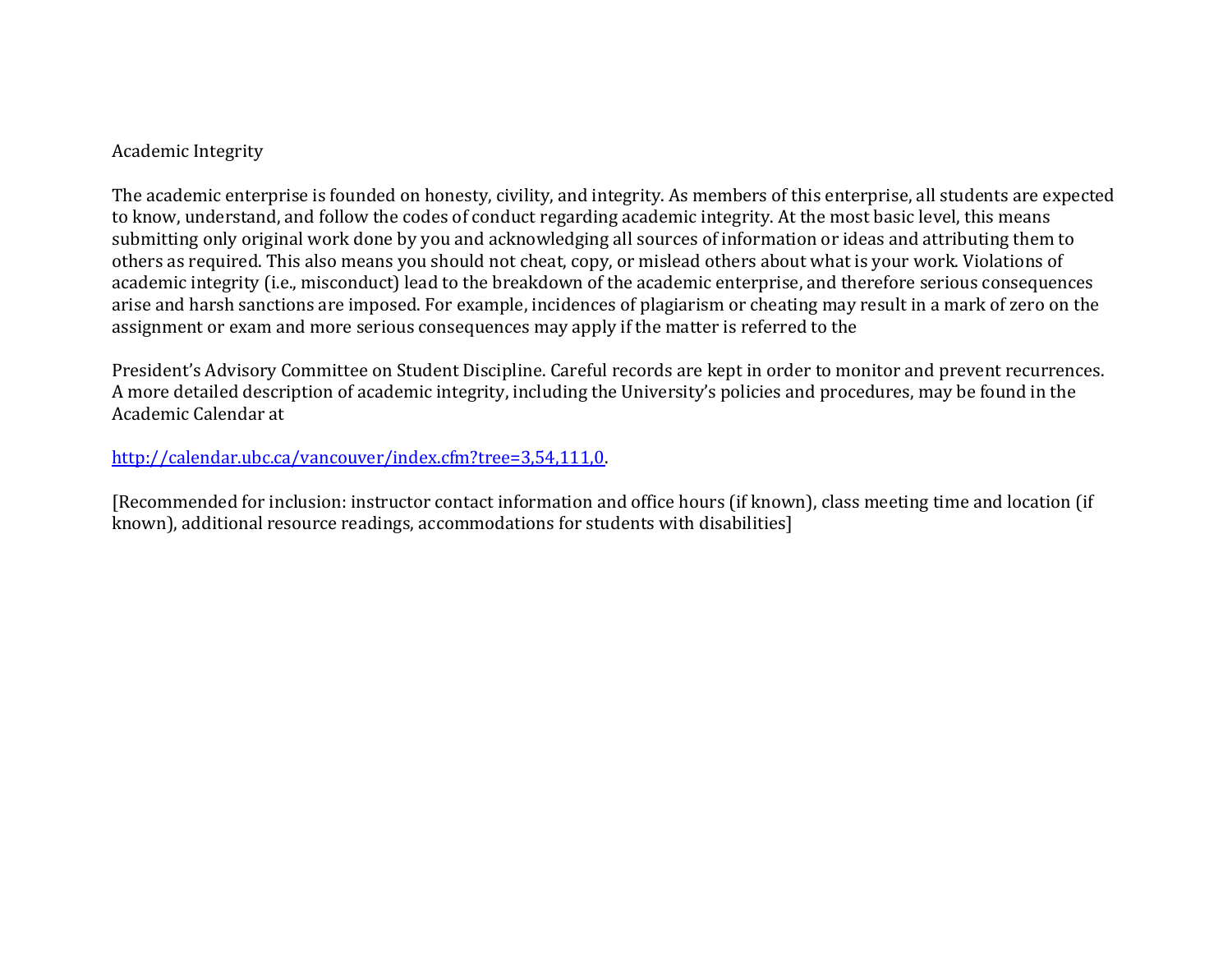## Academic Integrity

The academic enterprise is founded on honesty, civility, and integrity. As members of this enterprise, all students are expected to know, understand, and follow the codes of conduct regarding academic integrity. At the most basic level, this means submitting only original work done by you and acknowledging all sources of information or ideas and attributing them to others as required. This also means you should not cheat, copy, or mislead others about what is your work. Violations of academic integrity (i.e., misconduct) lead to the breakdown of the academic enterprise, and therefore serious consequences arise and harsh sanctions are imposed. For example, incidences of plagiarism or cheating may result in a mark of zero on the assignment or exam and more serious consequences may apply if the matter is referred to the

President's Advisory Committee on Student Discipline. Careful records are kept in order to monitor and prevent recurrences. A more detailed description of academic integrity, including the University's policies and procedures, may be found in the Academic Calendar at

http://calendar.ubc.ca/vancouver/index.cfm?tree=3,54,111,0.

[Recommended for inclusion: instructor contact information and office hours (if known), class meeting time and location (if known), additional resource readings, accommodations for students with disabilities]